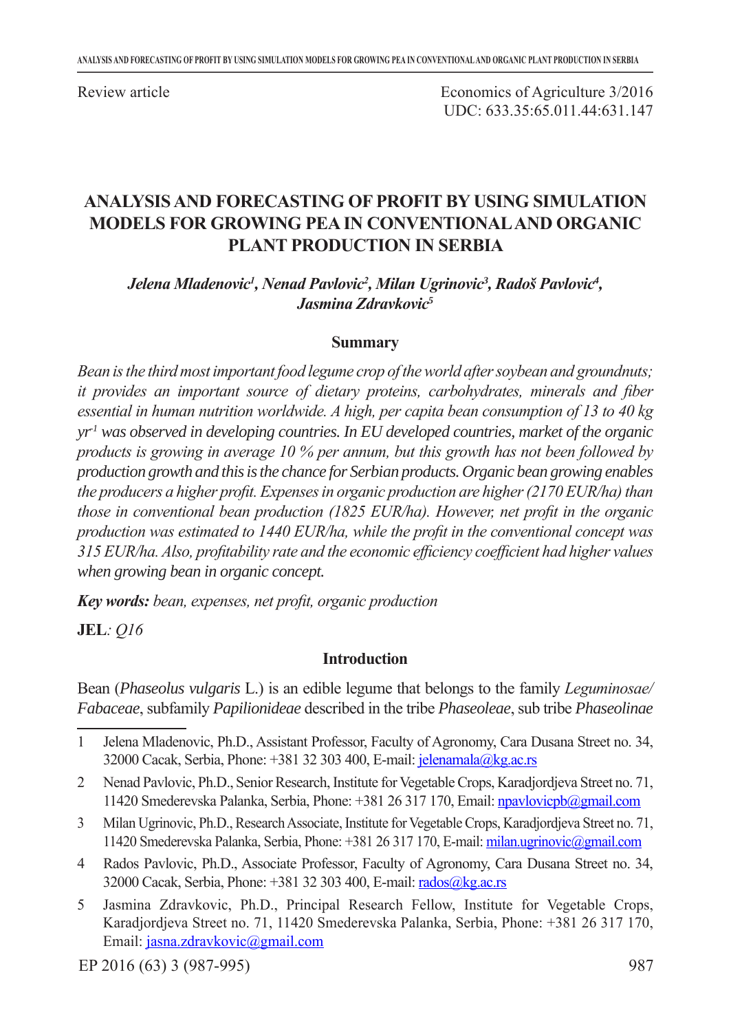Review article

Economics of Agriculture 3/2016
UDC: 633.35:65.011.44:631.147

# ANALYSIS AND FORECASTING OF PROFIT BY USING SIMULATION MODELS FOR GROWING PEA IN CONVENTIONAL AND ORGANIC PLANT PRODUCTION IN SERBIA

***Jelena Mladenovic[1], Nenad Pavlovic[2], Milan Ugrinovic[3], Radoš Pavlovic[4], Jasmina Zdravkovic[5]***

## Summary

*Bean is the third most important food legume crop of the world after soybean and groundnuts; it provides an important source of dietary proteins, carbohydrates, minerals and fiber essential in human nutrition worldwide. A high, per capita bean consumption of 13 to 40 kg yr*$^{-1}$ *was observed in developing countries. In EU developed countries, market of the organic products is growing in average 10 % per annum, but this growth has not been followed by production growth and this is the chance for Serbian products. Organic bean growing enables the producers a higher profit. Expenses in organic production are higher (2170 EUR/ha) than those in conventional bean production (1825 EUR/ha). However, net profit in the organic production was estimated to 1440 EUR/ha, while the profit in the conventional concept was 315 EUR/ha. Also, profitability rate and the economic efficiency coefficient had higher values when growing bean in organic concept.*

***Key words:*** *bean, expenses, net profit, organic production*

**JEL**: *Q16*

## Introduction

Bean (*Phaseolus vulgaris* L.) is an edible legume that belongs to the family *Leguminosae/ Fabaceae*, subfamily *Papilionideae* described in the tribe *Phaseoleae*, sub tribe *Phaseolinae*

---

1 Jelena Mladenovic, Ph.D., Assistant Professor, Faculty of Agronomy, Cara Dusana Street no. 34, 32000 Cacak, Serbia, Phone: +381 32 303 400, E-mail: jelenamala@kg.ac.rs

2 Nenad Pavlovic, Ph.D., Senior Research, Institute for Vegetable Crops, Karadjordjeva Street no. 71, 11420 Smederevska Palanka, Serbia, Phone: +381 26 317 170, Email: npavlovicpb@gmail.com

3 Milan Ugrinovic, Ph.D., Research Associate, Institute for Vegetable Crops, Karadjordjeva Street no. 71, 11420 Smederevska Palanka, Serbia, Phone: +381 26 317 170, E-mail: milan.ugrinovic@gmail.com

4 Rados Pavlovic, Ph.D., Associate Professor, Faculty of Agronomy, Cara Dusana Street no. 34, 32000 Cacak, Serbia, Phone: +381 32 303 400, E-mail: rados@kg.ac.rs

5 Jasmina Zdravkovic, Ph.D., Principal Research Fellow, Institute for Vegetable Crops, Karadjordjeva Street no. 71, 11420 Smederevska Palanka, Serbia, Phone: +381 26 317 170, Email: jasna.zdravkovic@gmail.com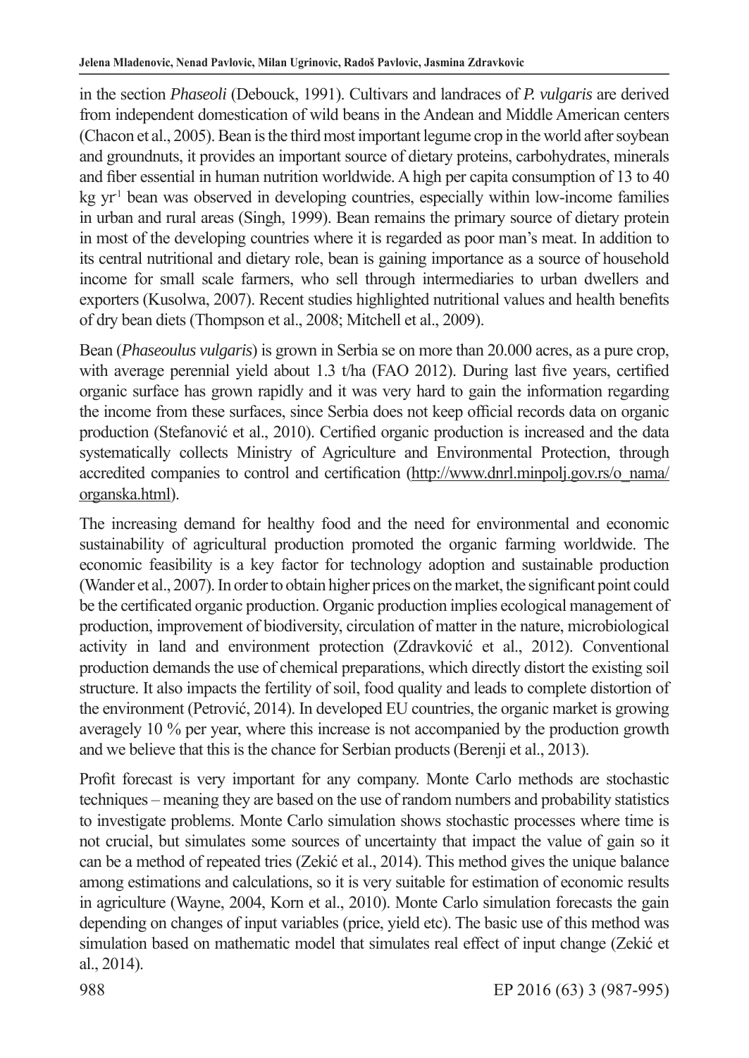in the section *Phaseoli* (Debouck, 1991). Cultivars and landraces of *P. vulgaris* are derived from independent domestication of wild beans in the Andean and Middle American centers (Chacon et al., 2005). Bean is the third most important legume crop in the world after soybean and groundnuts, it provides an important source of dietary proteins, carbohydrates, minerals and fiber essential in human nutrition worldwide. A high per capita consumption of 13 to 40 kg $yr^{-1}$ bean was observed in developing countries, especially within low-income families in urban and rural areas (Singh, 1999). Bean remains the primary source of dietary protein in most of the developing countries where it is regarded as poor man's meat. In addition to its central nutritional and dietary role, bean is gaining importance as a source of household income for small scale farmers, who sell through intermediaries to urban dwellers and exporters (Kusolwa, 2007). Recent studies highlighted nutritional values and health benefits of dry bean diets (Thompson et al., 2008; Mitchell et al., 2009).

Bean (*Phaseoulus vulgaris*) is grown in Serbia se on more than 20.000 acres, as a pure crop, with average perennial yield about 1.3 t/ha (FAO 2012). During last five years, certified organic surface has grown rapidly and it was very hard to gain the information regarding the income from these surfaces, since Serbia does not keep official records data on organic production (Stefanović et al., 2010). Certified organic production is increased and the data systematically collects Ministry of Agriculture and Environmental Protection, through accredited companies to control and certification (http://www.dnrl.minpolj.gov.rs/o_nama/organska.html).

The increasing demand for healthy food and the need for environmental and economic sustainability of agricultural production promoted the organic farming worldwide. The economic feasibility is a key factor for technology adoption and sustainable production (Wander et al., 2007). In order to obtain higher prices on the market, the significant point could be the certificated organic production. Organic production implies ecological management of production, improvement of biodiversity, circulation of matter in the nature, microbiological activity in land and environment protection (Zdravković et al., 2012). Conventional production demands the use of chemical preparations, which directly distort the existing soil structure. It also impacts the fertility of soil, food quality and leads to complete distortion of the environment (Petrović, 2014). In developed EU countries, the organic market is growing averagely 10 % per year, where this increase is not accompanied by the production growth and we believe that this is the chance for Serbian products (Berenji et al., 2013).

Profit forecast is very important for any company. Monte Carlo methods are stochastic techniques – meaning they are based on the use of random numbers and probability statistics to investigate problems. Monte Carlo simulation shows stochastic processes where time is not crucial, but simulates some sources of uncertainty that impact the value of gain so it can be a method of repeated tries (Zekić et al., 2014). This method gives the unique balance among estimations and calculations, so it is very suitable for estimation of economic results in agriculture (Wayne, 2004, Korn et al., 2010). Monte Carlo simulation forecasts the gain depending on changes of input variables (price, yield etc). The basic use of this method was simulation based on mathematic model that simulates real effect of input change (Zekić et al., 2014).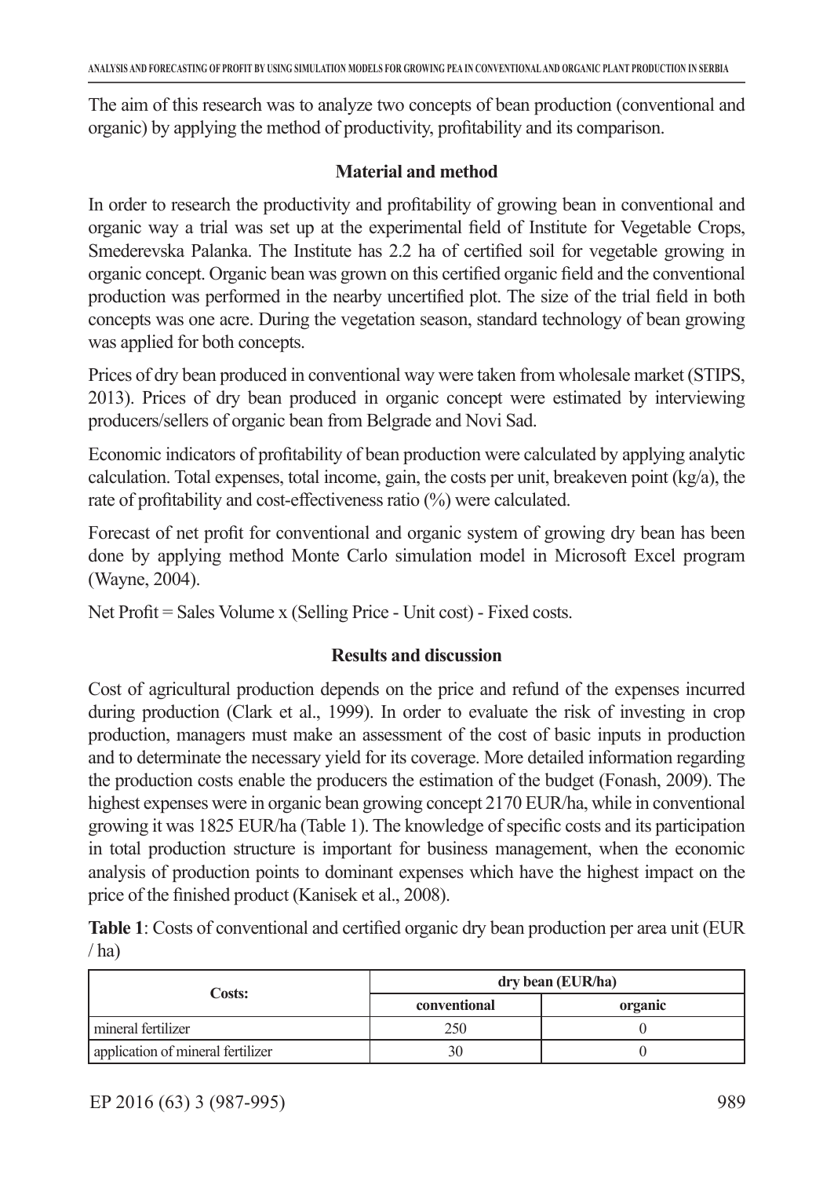The aim of this research was to analyze two concepts of bean production (conventional and organic) by applying the method of productivity, profitability and its comparison.

## Material and method

In order to research the productivity and profitability of growing bean in conventional and organic way a trial was set up at the experimental field of Institute for Vegetable Crops, Smederevska Palanka. The Institute has 2.2 ha of certified soil for vegetable growing in organic concept. Organic bean was grown on this certified organic field and the conventional production was performed in the nearby uncertified plot. The size of the trial field in both concepts was one acre. During the vegetation season, standard technology of bean growing was applied for both concepts.

Prices of dry bean produced in conventional way were taken from wholesale market (STIPS, 2013). Prices of dry bean produced in organic concept were estimated by interviewing producers/sellers of organic bean from Belgrade and Novi Sad.

Economic indicators of profitability of bean production were calculated by applying analytic calculation. Total expenses, total income, gain, the costs per unit, breakeven point (kg/a), the rate of profitability and cost-effectiveness ratio (%) were calculated.

Forecast of net profit for conventional and organic system of growing dry bean has been done by applying method Monte Carlo simulation model in Microsoft Excel program (Wayne, 2004).

Net Profit = Sales Volume x (Selling Price - Unit cost) - Fixed costs.

## Results and discussion

Cost of agricultural production depends on the price and refund of the expenses incurred during production (Clark et al., 1999). In order to evaluate the risk of investing in crop production, managers must make an assessment of the cost of basic inputs in production and to determinate the necessary yield for its coverage. More detailed information regarding the production costs enable the producers the estimation of the budget (Fonash, 2009). The highest expenses were in organic bean growing concept 2170 EUR/ha, while in conventional growing it was 1825 EUR/ha (Table 1). The knowledge of specific costs and its participation in total production structure is important for business management, when the economic analysis of production points to dominant expenses which have the highest impact on the price of the finished product (Kanisek et al., 2008).

**Table 1**: Costs of conventional and certified organic dry bean production per area unit (EUR / ha)

| Costs: | dry bean (EUR/ha) | |
|---|---|---|
| | conventional | organic |
| mineral fertilizer | 250 | 0 |
| application of mineral fertilizer | 30 | 0 |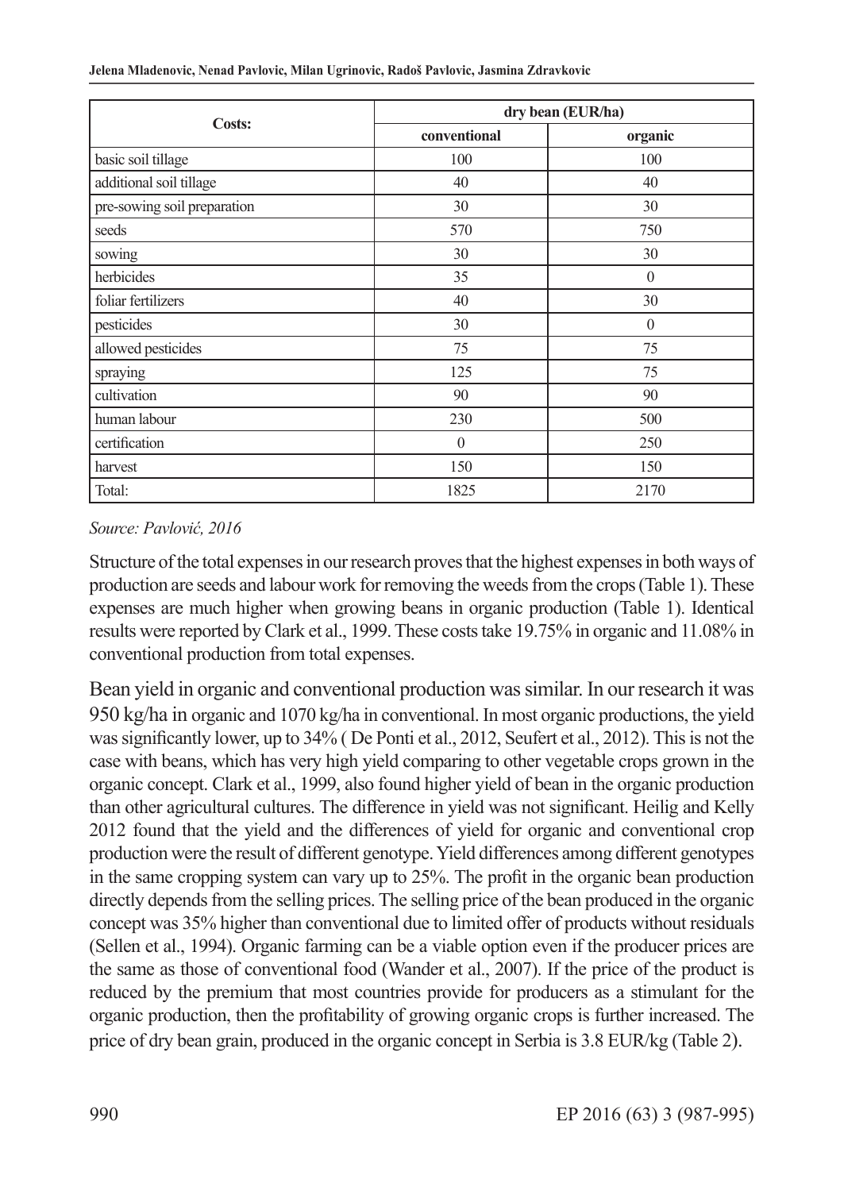| Costs: | dry bean (EUR/ha) | |
|---|---|---|
| | conventional | organic |
| basic soil tillage | 100 | 100 |
| additional soil tillage | 40 | 40 |
| pre-sowing soil preparation | 30 | 30 |
| seeds | 570 | 750 |
| sowing | 30 | 30 |
| herbicides | 35 | 0 |
| foliar fertilizers | 40 | 30 |
| pesticides | 30 | 0 |
| allowed pesticides | 75 | 75 |
| spraying | 125 | 75 |
| cultivation | 90 | 90 |
| human labour | 230 | 500 |
| certification | 0 | 250 |
| harvest | 150 | 150 |
| Total: | 1825 | 2170 |

*Source: Pavlović, 2016*

Structure of the total expenses in our research proves that the highest expenses in both ways of production are seeds and labour work for removing the weeds from the crops (Table 1). These expenses are much higher when growing beans in organic production (Table 1). Identical results were reported by Clark et al., 1999. These costs take 19.75% in organic and 11.08% in conventional production from total expenses.

Bean yield in organic and conventional production was similar. In our research it was 950 kg/ha in organic and 1070 kg/ha in conventional. In most organic productions, the yield was significantly lower, up to 34% ( De Ponti et al., 2012, Seufert et al., 2012). This is not the case with beans, which has very high yield comparing to other vegetable crops grown in the organic concept. Clark et al., 1999, also found higher yield of bean in the organic production than other agricultural cultures. The difference in yield was not significant. Heilig and Kelly 2012 found that the yield and the differences of yield for organic and conventional crop production were the result of different genotype. Yield differences among different genotypes in the same cropping system can vary up to 25%. The profit in the organic bean production directly depends from the selling prices. The selling price of the bean produced in the organic concept was 35% higher than conventional due to limited offer of products without residuals (Sellen et al., 1994). Organic farming can be a viable option even if the producer prices are the same as those of conventional food (Wander et al., 2007). If the price of the product is reduced by the premium that most countries provide for producers as a stimulant for the organic production, then the profitability of growing organic crops is further increased. The price of dry bean grain, produced in the organic concept in Serbia is 3.8 EUR/kg (Table 2).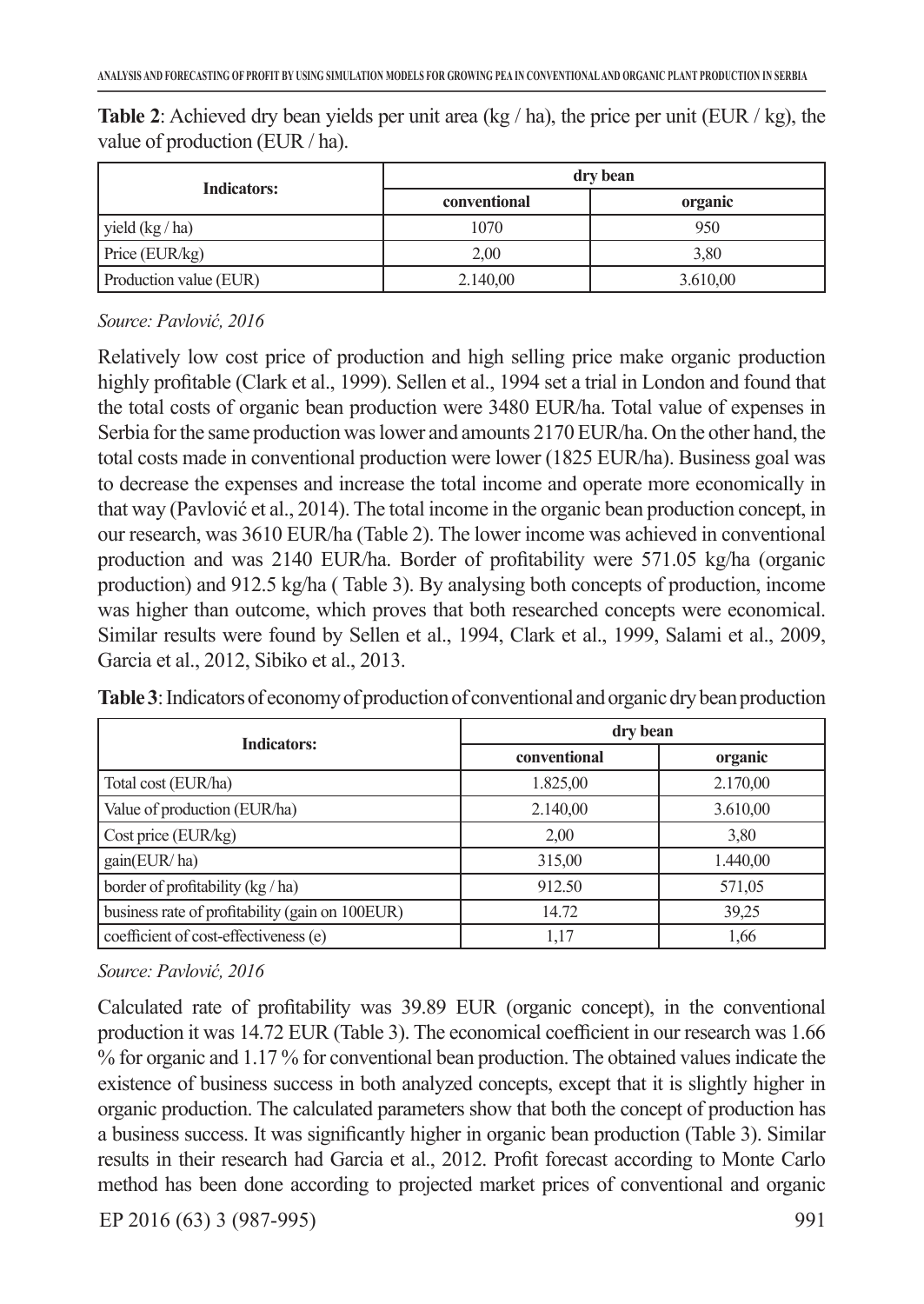**Table 2**: Achieved dry bean yields per unit area (kg / ha), the price per unit (EUR / kg), the value of production (EUR / ha).

| Indicators: | dry bean | |
|---|---|---|
| | conventional | organic |
| yield (kg / ha) | 1070 | 950 |
| Price (EUR/kg) | 2,00 | 3,80 |
| Production value (EUR) | 2.140,00 | 3.610,00 |

*Source: Pavlović, 2016*

Relatively low cost price of production and high selling price make organic production highly profitable (Clark et al., 1999). Sellen et al., 1994 set a trial in London and found that the total costs of organic bean production were 3480 EUR/ha. Total value of expenses in Serbia for the same production was lower and amounts 2170 EUR/ha. On the other hand, the total costs made in conventional production were lower (1825 EUR/ha). Business goal was to decrease the expenses and increase the total income and operate more economically in that way (Pavlović et al., 2014). The total income in the organic bean production concept, in our research, was 3610 EUR/ha (Table 2). The lower income was achieved in conventional production and was 2140 EUR/ha. Border of profitability were 571.05 kg/ha (organic production) and 912.5 kg/ha ( Table 3). By analysing both concepts of production, income was higher than outcome, which proves that both researched concepts were economical. Similar results were found by Sellen et al., 1994, Clark et al., 1999, Salami et al., 2009, Garcia et al., 2012, Sibiko et al., 2013.

**Table 3**: Indicators of economy of production of conventional and organic dry bean production

| Indicators: | dry bean | |
|---|---|---|
| | conventional | organic |
| Total cost (EUR/ha) | 1.825,00 | 2.170,00 |
| Value of production (EUR/ha) | 2.140,00 | 3.610,00 |
| Cost price (EUR/kg) | 2,00 | 3,80 |
| gain(EUR/ ha) | 315,00 | 1.440,00 |
| border of profitability (kg / ha) | 912.50 | 571,05 |
| business rate of profitability (gain on 100EUR) | 14.72 | 39,25 |
| coefficient of cost-effectiveness (e) | 1,17 | 1,66 |

*Source: Pavlović, 2016*

Calculated rate of profitability was 39.89 EUR (organic concept), in the conventional production it was 14.72 EUR (Table 3). The economical coefficient in our research was 1.66 % for organic and 1.17 % for conventional bean production. The obtained values indicate the existence of business success in both analyzed concepts, except that it is slightly higher in organic production. The calculated parameters show that both the concept of production has a business success. It was significantly higher in organic bean production (Table 3). Similar results in their research had Garcia et al., 2012. Profit forecast according to Monte Carlo method has been done according to projected market prices of conventional and organic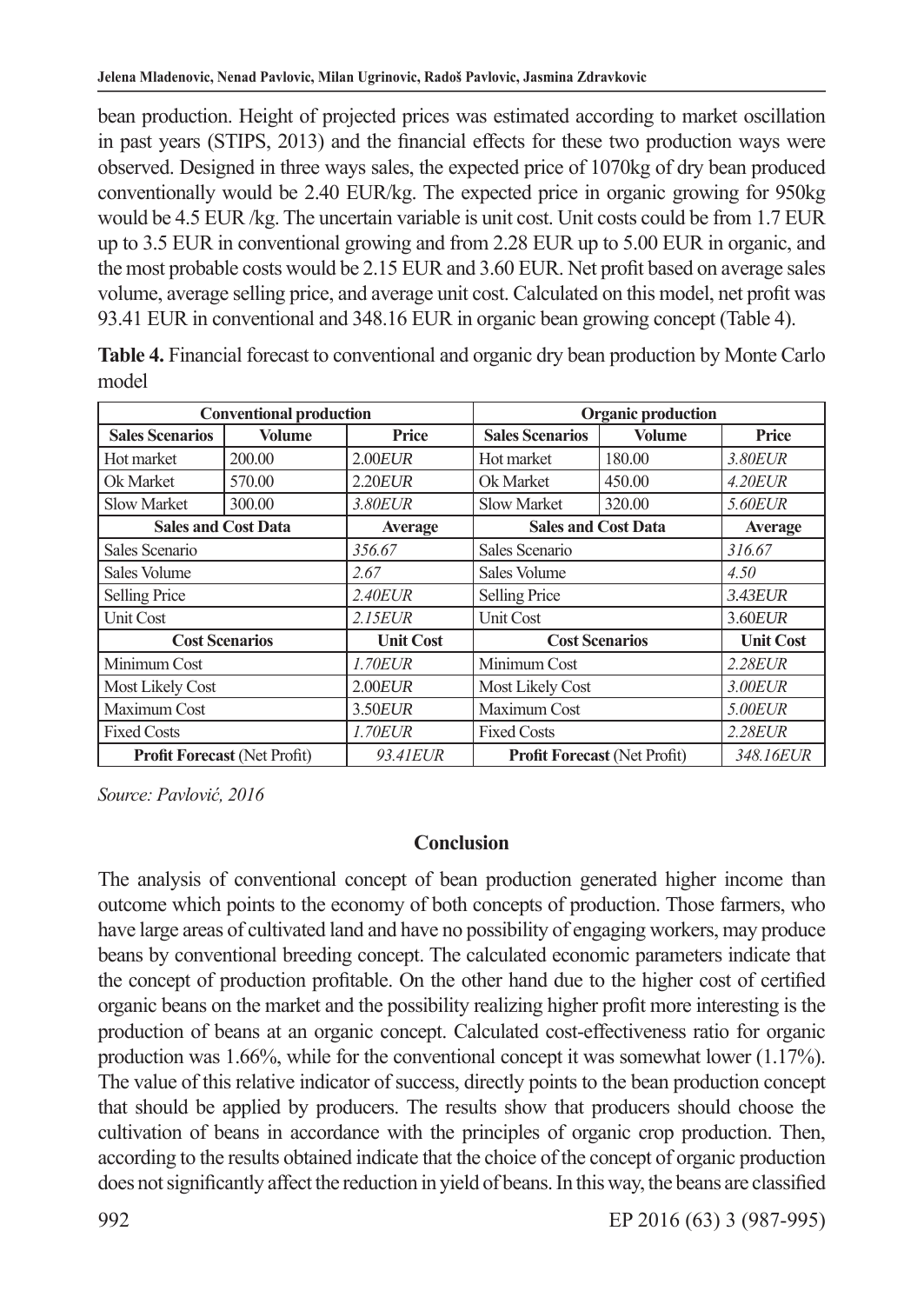bean production. Height of projected prices was estimated according to market oscillation in past years (STIPS, 2013) and the financial effects for these two production ways were observed. Designed in three ways sales, the expected price of 1070kg of dry bean produced conventionally would be 2.40 EUR/kg. The expected price in organic growing for 950kg would be 4.5 EUR /kg. The uncertain variable is unit cost. Unit costs could be from 1.7 EUR up to 3.5 EUR in conventional growing and from 2.28 EUR up to 5.00 EUR in organic, and the most probable costs would be 2.15 EUR and 3.60 EUR. Net profit based on average sales volume, average selling price, and average unit cost. Calculated on this model, net profit was 93.41 EUR in conventional and 348.16 EUR in organic bean growing concept (Table 4).

**Table 4.** Financial forecast to conventional and organic dry bean production by Monte Carlo model

| Conventional production | | | Organic production | | |
|---|---|---|---|---|---|
| **Sales Scenarios** | **Volume** | **Price** | **Sales Scenarios** | **Volume** | **Price** |
| Hot market | 200.00 | 2.00*EUR* | Hot market | 180.00 | *3.80EUR* |
| Ok Market | 570.00 | 2.20*EUR* | Ok Market | 450.00 | *4.20EUR* |
| Slow Market | 300.00 | *3.80EUR* | Slow Market | 320.00 | *5.60EUR* |
| **Sales and Cost Data** | | **Average** | **Sales and Cost Data** | | **Average** |
| Sales Scenario | | *356.67* | Sales Scenario | | *316.67* |
| Sales Volume | | *2.67* | Sales Volume | | *4.50* |
| Selling Price | | *2.40EUR* | Selling Price | | *3.43EUR* |
| Unit Cost | | *2.15EUR* | Unit Cost | | 3.60*EUR* |
| **Cost Scenarios** | | **Unit Cost** | **Cost Scenarios** | | **Unit Cost** |
| Minimum Cost | | *1.70EUR* | Minimum Cost | | *2.28EUR* |
| Most Likely Cost | | 2.00*EUR* | Most Likely Cost | | *3.00EUR* |
| Maximum Cost | | 3.50*EUR* | Maximum Cost | | *5.00EUR* |
| Fixed Costs | | *1.70EUR* | Fixed Costs | | *2.28EUR* |
| **Profit Forecast** (Net Profit) | | *93.41EUR* | **Profit Forecast** (Net Profit) | | *348.16EUR* |

*Source: Pavlović, 2016*

## Conclusion

The analysis of conventional concept of bean production generated higher income than outcome which points to the economy of both concepts of production. Those farmers, who have large areas of cultivated land and have no possibility of engaging workers, may produce beans by conventional breeding concept. The calculated economic parameters indicate that the concept of production profitable. On the other hand due to the higher cost of certified organic beans on the market and the possibility realizing higher profit more interesting is the production of beans at an organic concept. Calculated cost-effectiveness ratio for organic production was 1.66%, while for the conventional concept it was somewhat lower (1.17%). The value of this relative indicator of success, directly points to the bean production concept that should be applied by producers. The results show that producers should choose the cultivation of beans in accordance with the principles of organic crop production. Then, according to the results obtained indicate that the choice of the concept of organic production does not significantly affect the reduction in yield of beans. In this way, the beans are classified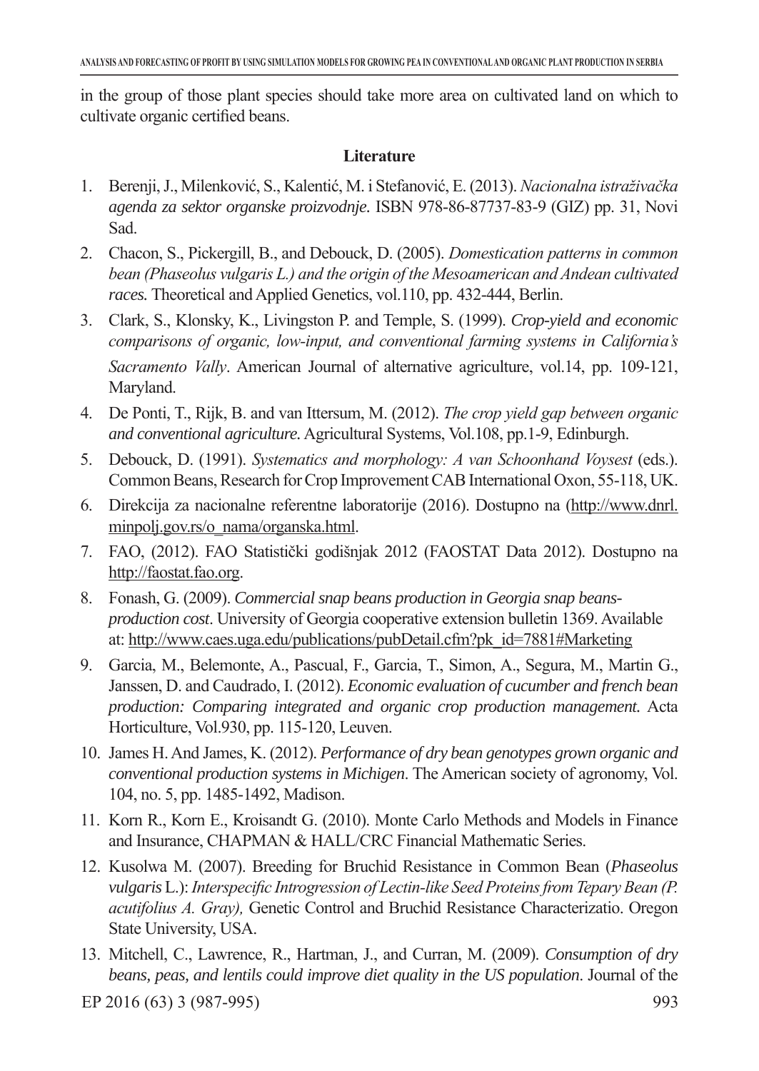in the group of those plant species should take more area on cultivated land on which to cultivate organic certified beans.

## Literature

1. Berenji, J., Milenković, S., Kalentić, M. i Stefanović, E. (2013). *Nacionalna istraživačka agenda za sektor organske proizvodnje.* ISBN 978-86-87737-83-9 (GIZ) pp. 31, Novi Sad.
2. Chacon, S., Pickergill, B., and Debouck, D. (2005). *Domestication patterns in common bean (Phaseolus vulgaris L.) and the origin of the Mesoamerican and Andean cultivated races.* Theoretical and Applied Genetics, vol.110, pp. 432-444, Berlin.
3. Clark, S., Klonsky, K., Livingston P. and Temple, S. (1999). *Crop-yield and economic comparisons of organic, low-input, and conventional farming systems in California's Sacramento Vally*. American Journal of alternative agriculture, vol.14, pp. 109-121, Maryland.
4. De Ponti, T., Rijk, B. and van Ittersum, M. (2012). *The crop yield gap between organic and conventional agriculture.* Agricultural Systems, Vol.108, pp.1-9, Edinburgh.
5. Debouck, D. (1991). *Systematics and morphology: A van Schoonhand Voysest* (eds.). Common Beans, Research for Crop Improvement CAB International Oxon, 55-118, UK.
6. Direkcija za nacionalne referentne laboratorije (2016). Dostupno na (http://www.dnrl.minpolj.gov.rs/o_nama/organska.html.
7. FAO, (2012). FAO Statistički godišnjak 2012 (FAOSTAT Data 2012). Dostupno na http://faostat.fao.org.
8. Fonash, G. (2009). *Commercial snap beans production in Georgia snap beans-production cost*. University of Georgia cooperative extension bulletin 1369. Available at: http://www.caes.uga.edu/publications/pubDetail.cfm?pk_id=7881#Marketing
9. Garcia, M., Belemonte, A., Pascual, F., Garcia, T., Simon, A., Segura, M., Martin G., Janssen, D. and Caudrado, I. (2012). *Economic evaluation of cucumber and french bean production: Comparing integrated and organic crop production management.* Acta Horticulture, Vol.930, pp. 115-120, Leuven.
10. James H. And James, K. (2012). *Performance of dry bean genotypes grown organic and conventional production systems in Michigen*. The American society of agronomy, Vol. 104, no. 5, pp. 1485-1492, Madison.
11. Korn R., Korn E., Kroisandt G. (2010). Monte Carlo Methods and Models in Finance and Insurance, CHAPMAN & HALL/CRC Financial Mathematic Series.
12. Kusolwa M. (2007). Breeding for Bruchid Resistance in Common Bean (*Phaseolus vulgaris* L.): *Interspecific Introgression of Lectin-like Seed Proteins from Tepary Bean (P. acutifolius A. Gray),* Genetic Control and Bruchid Resistance Characterizatio. Oregon State University, USA.
13. Mitchell, C., Lawrence, R., Hartman, J., and Curran, M. (2009). *Consumption of dry beans, peas, and lentils could improve diet quality in the US population.* Journal of the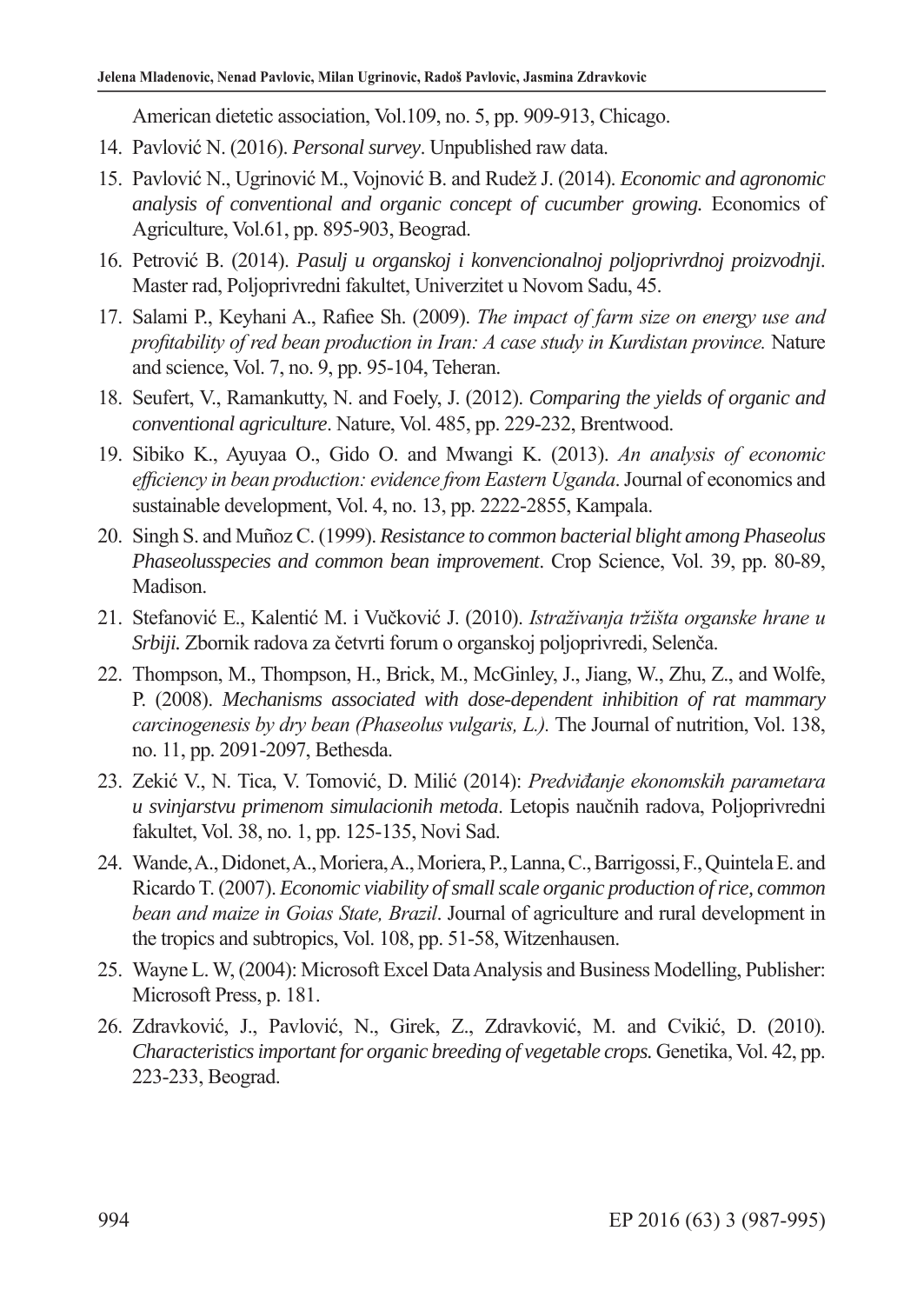American dietetic association, Vol.109, no. 5, pp. 909-913, Chicago.

14. Pavlović N. (2016). *Personal survey*. Unpublished raw data.
15. Pavlović N., Ugrinović M., Vojnović B. and Rudež J. (2014). *Economic and agronomic analysis of conventional and organic concept of cucumber growing.* Economics of Agriculture, Vol.61, pp. 895-903, Beograd.
16. Petrović B. (2014). *Pasulj u organskoj i konvencionalnoj poljoprivrdnoj proizvodnji*. Master rad, Poljoprivredni fakultet, Univerzitet u Novom Sadu, 45.
17. Salami P., Keyhani A., Rafiee Sh. (2009). *The impact of farm size on energy use and profitability of red bean production in Iran: A case study in Kurdistan province.* Nature and science, Vol. 7, no. 9, pp. 95-104, Teheran.
18. Seufert, V., Ramankutty, N. and Foely, J. (2012). *Comparing the yields of organic and conventional agriculture*. Nature, Vol. 485, pp. 229-232, Brentwood.
19. Sibiko K., Ayuyaa O., Gido O. and Mwangi K. (2013). *An analysis of economic efficiency in bean production: evidence from Eastern Uganda*. Journal of economics and sustainable development, Vol. 4, no. 13, pp. 2222-2855, Kampala.
20. Singh S. and Muñoz C. (1999). *Resistance to common bacterial blight among Phaseolus Phaseolusspecies and common bean improvement*. Crop Science, Vol. 39, pp. 80-89, Madison.
21. Stefanović E., Kalentić M. i Vučković J. (2010). *Istraživanja tržišta organske hrane u Srbiji.* Zbornik radova za četvrti forum o organskoj poljoprivredi, Selenča.
22. Thompson, M., Thompson, H., Brick, M., McGinley, J., Jiang, W., Zhu, Z., and Wolfe, P. (2008). *Mechanisms associated with dose-dependent inhibition of rat mammary carcinogenesis by dry bean (Phaseolus vulgaris, L.).* The Journal of nutrition, Vol. 138, no. 11, pp. 2091-2097, Bethesda.
23. Zekić V., N. Tica, V. Tomović, D. Milić (2014): *Predviđanje ekonomskih parametara u svinjarstvu primenom simulacionih metoda*. Letopis naučnih radova, Poljoprivredni fakultet, Vol. 38, no. 1, pp. 125-135, Novi Sad.
24. Wande, A., Didonet, A., Moriera, A., Moriera, P., Lanna, C., Barrigossi, F., Quintela E. and Ricardo T. (2007). *Economic viability of small scale organic production of rice, common bean and maize in Goias State, Brazil*. Journal of agriculture and rural development in the tropics and subtropics, Vol. 108, pp. 51-58, Witzenhausen.
25. Wayne L. W, (2004): Microsoft Excel Data Analysis and Business Modelling, Publisher: Microsoft Press, p. 181.
26. Zdravković, J., Pavlović, N., Girek, Z., Zdravković, M. and Cvikić, D. (2010). *Characteristics important for organic breeding of vegetable crops.* Genetika, Vol. 42, pp. 223-233, Beograd.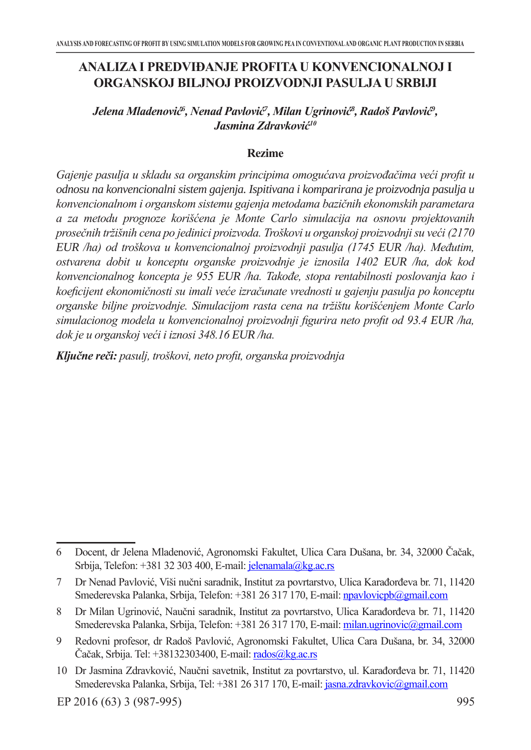# ANALIZA I PREDVIĐANJE PROFITA U KONVENCIONALNOJ I ORGANSKOJ BILJNOJ PROIZVODNJI PASULJA U SRBIJI

***Jelena Mladenović[6], Nenad Pavlović[7], Milan Ugrinović[8], Radoš Pavlović[9], Jasmina Zdravković[10]***

## Rezime

*Gajenje pasulja u skladu sa organskim principima omogućava proizvođačima veći profit u odnosu na konvencionalni sistem gajenja. Ispitivana i komparirana je proizvodnja pasulja u konvencionalnom i organskom sistemu gajenja metodama bazičnih ekonomskih parametara a za metodu prognoze korišćena je Monte Carlo simulacija na osnovu projektovanih prosečnih tržišnih cena po jedinici proizvoda. Troškovi u organskoj proizvodnji su veći (2170 EUR /ha) od troškova u konvencionalnoj proizvodnji pasulja (1745 EUR /ha). Međutim, ostvarena dobit u konceptu organske proizvodnje je iznosila 1402 EUR /ha, dok kod konvencionalnog koncepta je 955 EUR /ha. Takođe, stopa rentabilnosti poslovanja kao i koeficijent ekonomičnosti su imali veće izračunate vrednosti u gajenju pasulja po konceptu organske biljne proizvodnje. Simulacijom rasta cena na tržištu korišćenjem Monte Carlo simulacionog modela u konvencionalnoj proizvodnji figurira neto profit od 93.4 EUR /ha, dok je u organskoj veći i iznosi 348.16 EUR /ha.*

***Ključne reči:*** *pasulj, troškovi, neto profit, organska proizvodnja*

---

6 Docent, dr Jelena Mladenović, Agronomski Fakultet, Ulica Cara Dušana, br. 34, 32000 Čačak, Srbija, Telefon: +381 32 303 400, E-mail: jelenamala@kg.ac.rs

7 Dr Nenad Pavlović, Viši nučni saradnik, Institut za povrtarstvo, Ulica Karađorđeva br. 71, 11420 Smederevska Palanka, Srbija, Telefon: +381 26 317 170, E-mail: npavlovicpb@gmail.com

8 Dr Milan Ugrinović, Naučni saradnik, Institut za povrtarstvo, Ulica Karađorđeva br. 71, 11420 Smederevska Palanka, Srbija, Telefon: +381 26 317 170, E-mail: milan.ugrinovic@gmail.com

9 Redovni profesor, dr Radoš Pavlović, Agronomski Fakultet, Ulica Cara Dušana, br. 34, 32000 Čačak, Srbija. Tel: +38132303400, E-mail: rados@kg.ac.rs

10 Dr Jasmina Zdravković, Naučni savetnik, Institut za povrtarstvo, ul. Karađorđeva br. 71, 11420 Smederevska Palanka, Srbija, Tel: +381 26 317 170, E-mail: jasna.zdravkovic@gmail.com